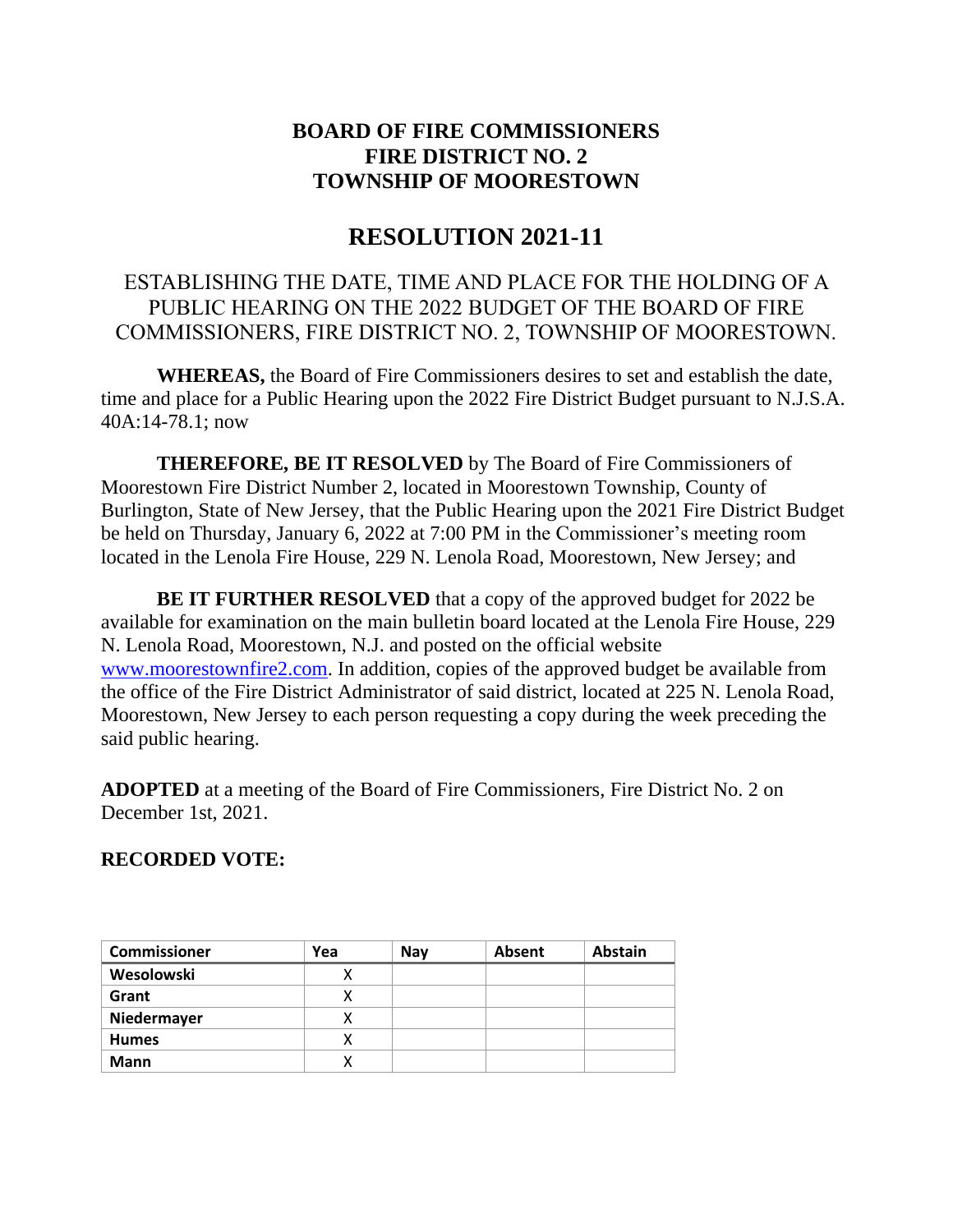# BOARD OF FIRE COMMISSIONERS
# FIRE DISTRICT NO. 2
# TOWNSHIP OF MOORESTOWN

## RESOLUTION 2021-11

ESTABLISHING THE DATE, TIME AND PLACE FOR THE HOLDING OF A PUBLIC HEARING ON THE 2022 BUDGET OF THE BOARD OF FIRE COMMISSIONERS, FIRE DISTRICT NO. 2, TOWNSHIP OF MOORESTOWN.

**WHEREAS,** the Board of Fire Commissioners desires to set and establish the date, time and place for a Public Hearing upon the 2022 Fire District Budget pursuant to N.J.S.A. 40A:14-78.1; now

**THEREFORE, BE IT RESOLVED** by The Board of Fire Commissioners of Moorestown Fire District Number 2, located in Moorestown Township, County of Burlington, State of New Jersey, that the Public Hearing upon the 2021 Fire District Budget be held on Thursday, January 6, 2022 at 7:00 PM in the Commissioner's meeting room located in the Lenola Fire House, 229 N. Lenola Road, Moorestown, New Jersey; and

**BE IT FURTHER RESOLVED** that a copy of the approved budget for 2022 be available for examination on the main bulletin board located at the Lenola Fire House, 229 N. Lenola Road, Moorestown, N.J. and posted on the official website www.moorestownfire2.com. In addition, copies of the approved budget be available from the office of the Fire District Administrator of said district, located at 225 N. Lenola Road, Moorestown, New Jersey to each person requesting a copy during the week preceding the said public hearing.

**ADOPTED** at a meeting of the Board of Fire Commissioners, Fire District No. 2 on December 1st, 2021.

**RECORDED VOTE:**

| Commissioner | Yea | Nay | Absent | Abstain |
|---|---|---|---|---|
| Wesolowski | X | | | |
| Grant | X | | | |
| Niedermayer | X | | | |
| Humes | X | | | |
| Mann | X | | | |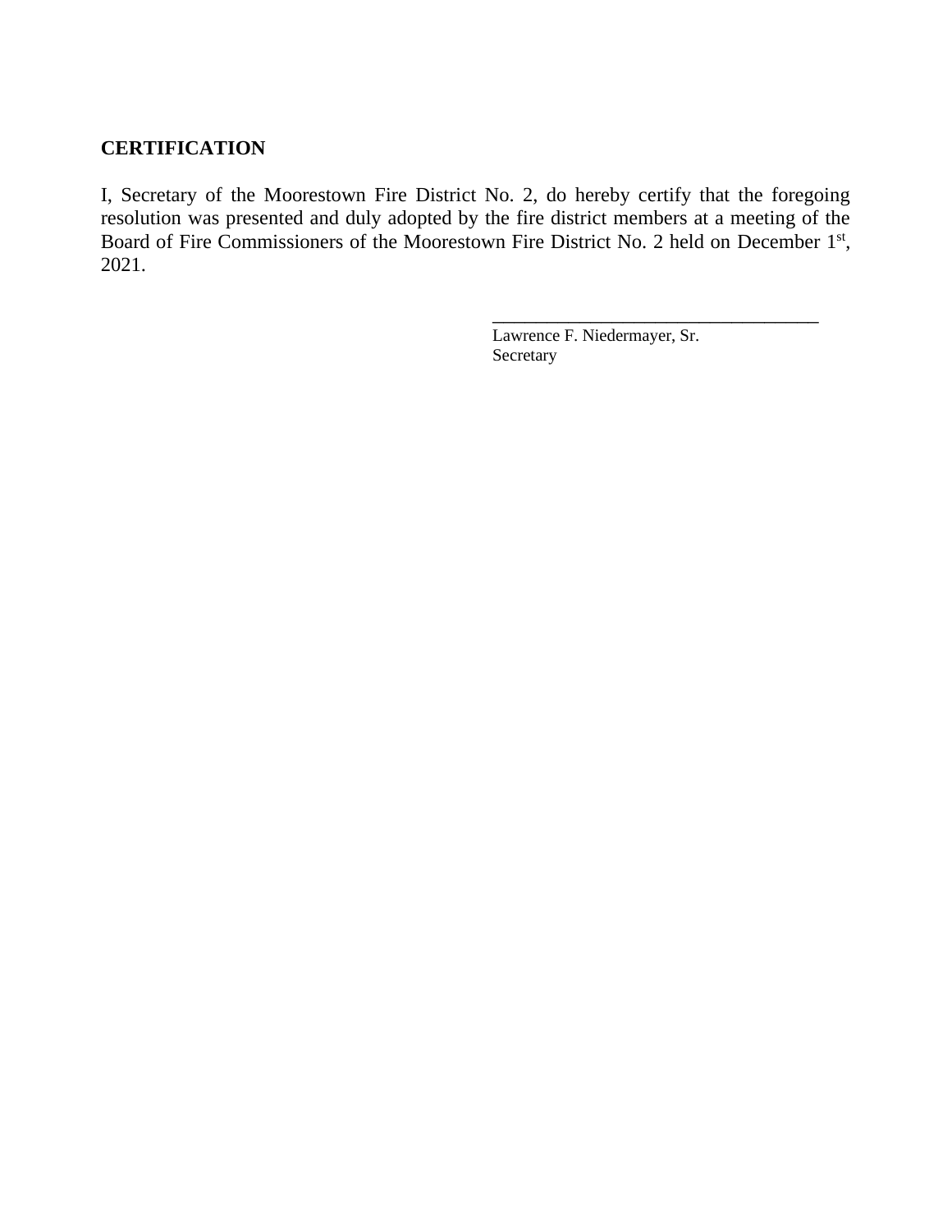**CERTIFICATION**

I, Secretary of the Moorestown Fire District No. 2, do hereby certify that the foregoing resolution was presented and duly adopted by the fire district members at a meeting of the Board of Fire Commissioners of the Moorestown Fire District No. 2 held on December 1st, 2021.

\_\_\_\_\_\_\_\_\_\_\_\_\_\_\_\_\_\_\_\_\_\_\_\_\_\_\_\_\_\_\_\_\_\_\_\_

Lawrence F. Niedermayer, Sr.
Secretary